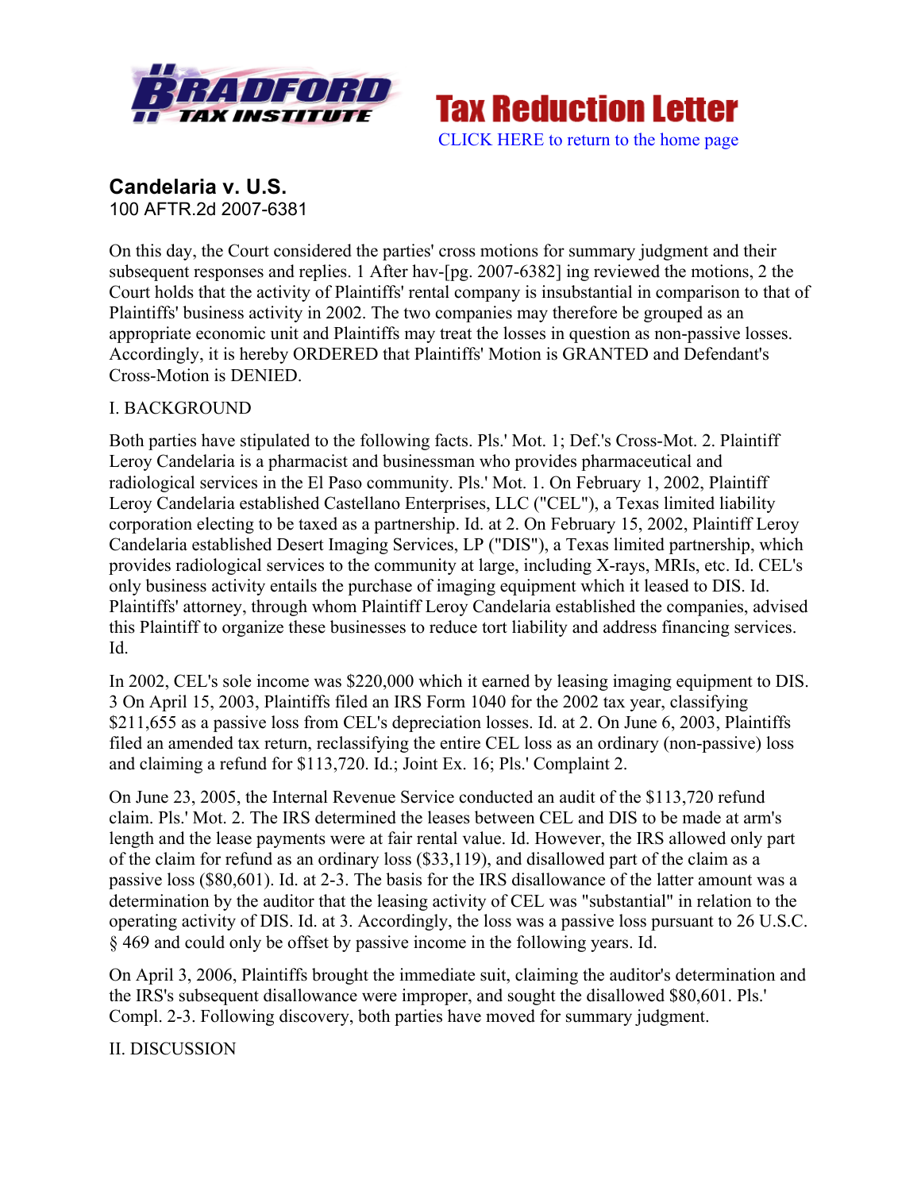Tax Reduction Letter

CLICK HERE to return to the home page

## Candelaria v. U.S.

100 AFTR.2d 2007-6381

On this day, the Court considered the parties' cross motions for summary judgment and their subsequent responses and replies. 1 After hav-[pg. 2007-6382] ing reviewed the motions, 2 the Court holds that the activity of Plaintiffs' rental company is insubstantial in comparison to that of Plaintiffs' business activity in 2002. The two companies may therefore be grouped as an appropriate economic unit and Plaintiffs may treat the losses in question as non-passive losses. Accordingly, it is hereby ORDERED that Plaintiffs' Motion is GRANTED and Defendant's Cross-Motion is DENIED.

I. BACKGROUND

Both parties have stipulated to the following facts. Pls.' Mot. 1; Def.'s Cross-Mot. 2. Plaintiff Leroy Candelaria is a pharmacist and businessman who provides pharmaceutical and radiological services in the El Paso community. Pls.' Mot. 1. On February 1, 2002, Plaintiff Leroy Candelaria established Castellano Enterprises, LLC ("CEL"), a Texas limited liability corporation electing to be taxed as a partnership. Id. at 2. On February 15, 2002, Plaintiff Leroy Candelaria established Desert Imaging Services, LP ("DIS"), a Texas limited partnership, which provides radiological services to the community at large, including X-rays, MRIs, etc. Id. CEL's only business activity entails the purchase of imaging equipment which it leased to DIS. Id. Plaintiffs' attorney, through whom Plaintiff Leroy Candelaria established the companies, advised this Plaintiff to organize these businesses to reduce tort liability and address financing services. Id.

In 2002, CEL's sole income was $220,000 which it earned by leasing imaging equipment to DIS. 3 On April 15, 2003, Plaintiffs filed an IRS Form 1040 for the 2002 tax year, classifying $211,655 as a passive loss from CEL's depreciation losses. Id. at 2. On June 6, 2003, Plaintiffs filed an amended tax return, reclassifying the entire CEL loss as an ordinary (non-passive) loss and claiming a refund for $113,720. Id.; Joint Ex. 16; Pls.' Complaint 2.

On June 23, 2005, the Internal Revenue Service conducted an audit of the $113,720 refund claim. Pls.' Mot. 2. The IRS determined the leases between CEL and DIS to be made at arm's length and the lease payments were at fair rental value. Id. However, the IRS allowed only part of the claim for refund as an ordinary loss ($33,119), and disallowed part of the claim as a passive loss ($80,601). Id. at 2-3. The basis for the IRS disallowance of the latter amount was a determination by the auditor that the leasing activity of CEL was "substantial" in relation to the operating activity of DIS. Id. at 3. Accordingly, the loss was a passive loss pursuant to 26 U.S.C. § 469 and could only be offset by passive income in the following years. Id.

On April 3, 2006, Plaintiffs brought the immediate suit, claiming the auditor's determination and the IRS's subsequent disallowance were improper, and sought the disallowed $80,601. Pls.' Compl. 2-3. Following discovery, both parties have moved for summary judgment.

II. DISCUSSION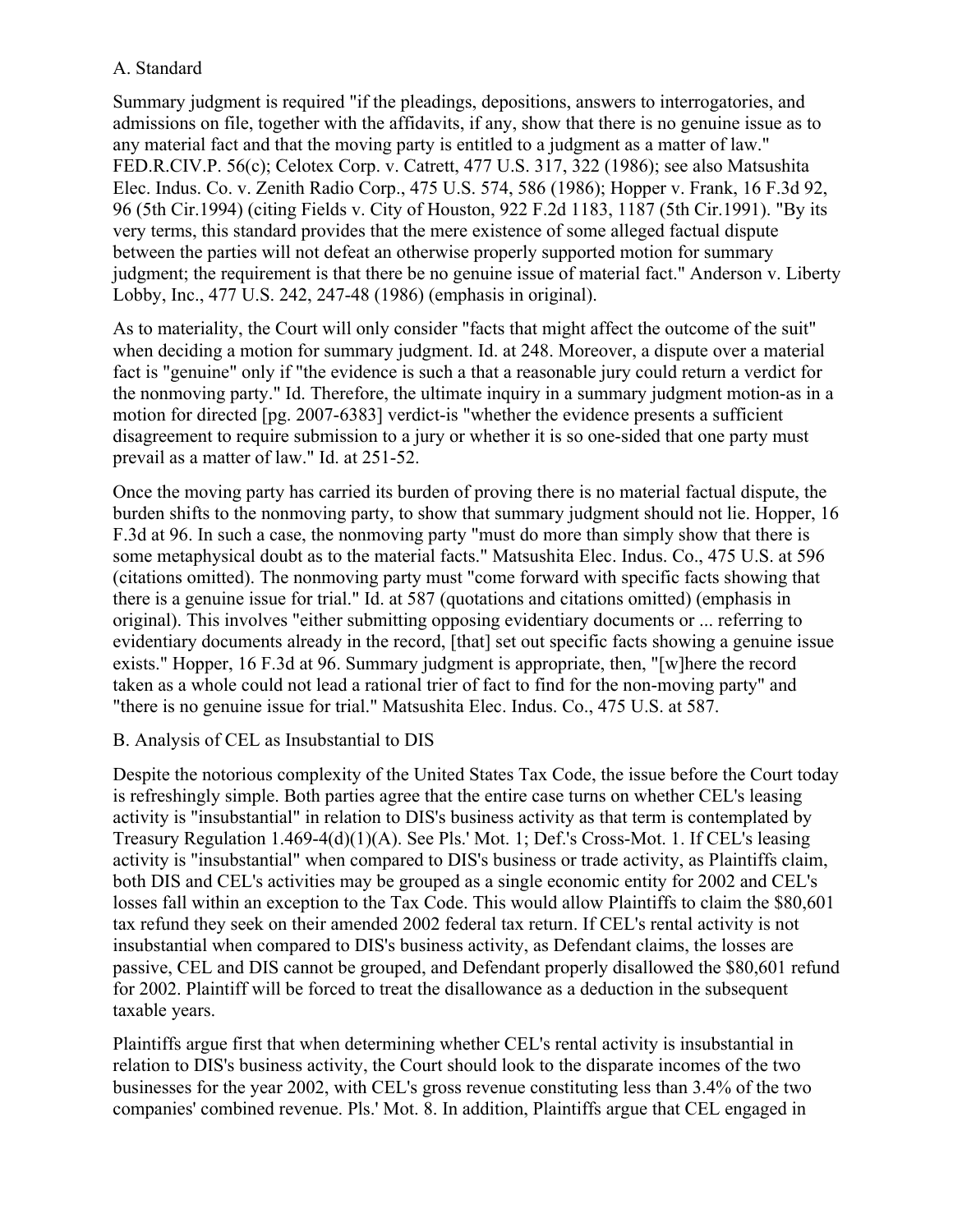### A. Standard

Summary judgment is required "if the pleadings, depositions, answers to interrogatories, and admissions on file, together with the affidavits, if any, show that there is no genuine issue as to any material fact and that the moving party is entitled to a judgment as a matter of law." FED.R.CIV.P. 56(c); Celotex Corp. v. Catrett, 477 U.S. 317, 322 (1986); see also Matsushita Elec. Indus. Co. v. Zenith Radio Corp., 475 U.S. 574, 586 (1986); Hopper v. Frank, 16 F.3d 92, 96 (5th Cir.1994) (citing Fields v. City of Houston, 922 F.2d 1183, 1187 (5th Cir.1991). "By its very terms, this standard provides that the mere existence of some alleged factual dispute between the parties will not defeat an otherwise properly supported motion for summary judgment; the requirement is that there be no genuine issue of material fact." Anderson v. Liberty Lobby, Inc., 477 U.S. 242, 247-48 (1986) (emphasis in original).

As to materiality, the Court will only consider "facts that might affect the outcome of the suit" when deciding a motion for summary judgment. Id. at 248. Moreover, a dispute over a material fact is "genuine" only if "the evidence is such a that a reasonable jury could return a verdict for the nonmoving party." Id. Therefore, the ultimate inquiry in a summary judgment motion-as in a motion for directed [pg. 2007-6383] verdict-is "whether the evidence presents a sufficient disagreement to require submission to a jury or whether it is so one-sided that one party must prevail as a matter of law." Id. at 251-52.

Once the moving party has carried its burden of proving there is no material factual dispute, the burden shifts to the nonmoving party, to show that summary judgment should not lie. Hopper, 16 F.3d at 96. In such a case, the nonmoving party "must do more than simply show that there is some metaphysical doubt as to the material facts." Matsushita Elec. Indus. Co., 475 U.S. at 596 (citations omitted). The nonmoving party must "come forward with specific facts showing that there is a genuine issue for trial." Id. at 587 (quotations and citations omitted) (emphasis in original). This involves "either submitting opposing evidentiary documents or ... referring to evidentiary documents already in the record, [that] set out specific facts showing a genuine issue exists." Hopper, 16 F.3d at 96. Summary judgment is appropriate, then, "[w]here the record taken as a whole could not lead a rational trier of fact to find for the non-moving party" and "there is no genuine issue for trial." Matsushita Elec. Indus. Co., 475 U.S. at 587.

### B. Analysis of CEL as Insubstantial to DIS

Despite the notorious complexity of the United States Tax Code, the issue before the Court today is refreshingly simple. Both parties agree that the entire case turns on whether CEL's leasing activity is "insubstantial" in relation to DIS's business activity as that term is contemplated by Treasury Regulation 1.469-4(d)(1)(A). See Pls.' Mot. 1; Def.'s Cross-Mot. 1. If CEL's leasing activity is "insubstantial" when compared to DIS's business or trade activity, as Plaintiffs claim, both DIS and CEL's activities may be grouped as a single economic entity for 2002 and CEL's losses fall within an exception to the Tax Code. This would allow Plaintiffs to claim the $80,601 tax refund they seek on their amended 2002 federal tax return. If CEL's rental activity is not insubstantial when compared to DIS's business activity, as Defendant claims, the losses are passive, CEL and DIS cannot be grouped, and Defendant properly disallowed the $80,601 refund for 2002. Plaintiff will be forced to treat the disallowance as a deduction in the subsequent taxable years.

Plaintiffs argue first that when determining whether CEL's rental activity is insubstantial in relation to DIS's business activity, the Court should look to the disparate incomes of the two businesses for the year 2002, with CEL's gross revenue constituting less than 3.4% of the two companies' combined revenue. Pls.' Mot. 8. In addition, Plaintiffs argue that CEL engaged in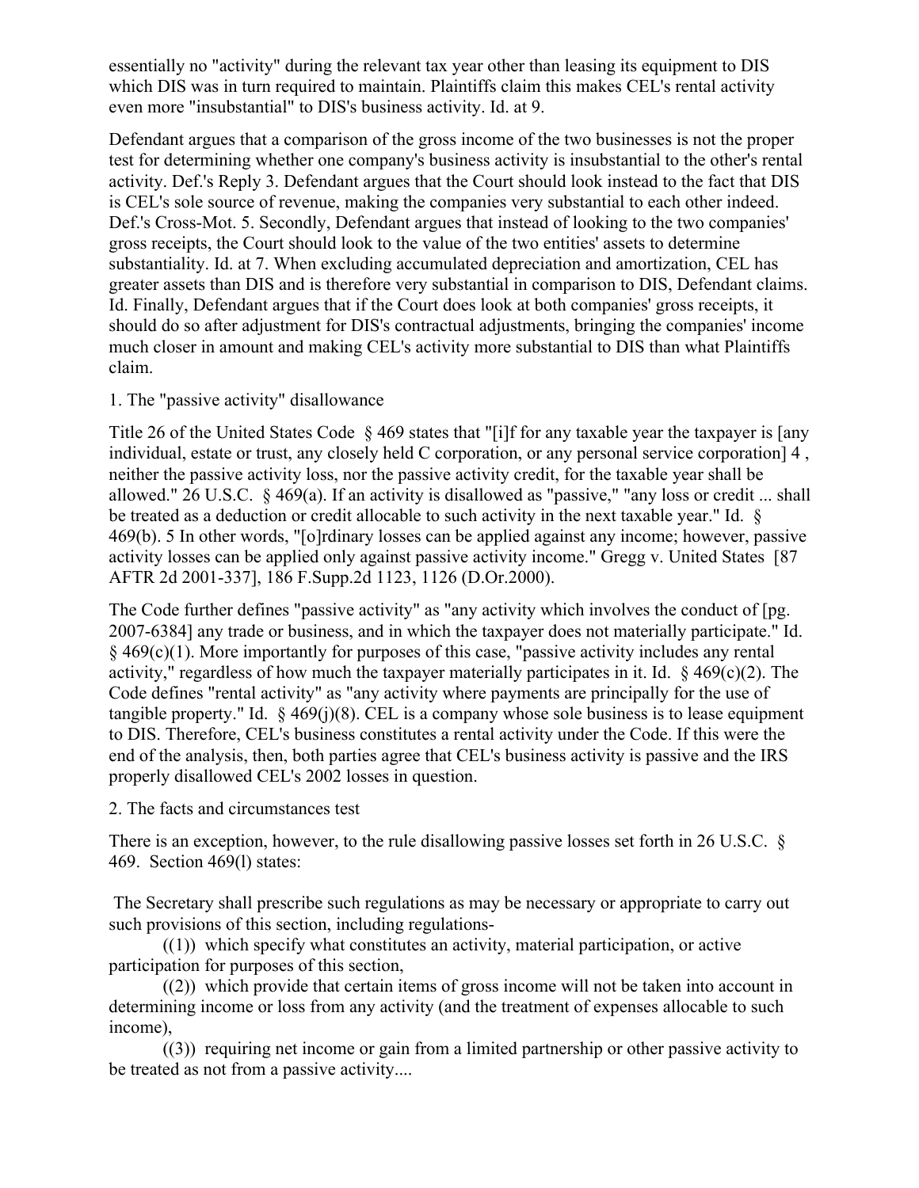essentially no "activity" during the relevant tax year other than leasing its equipment to DIS which DIS was in turn required to maintain. Plaintiffs claim this makes CEL's rental activity even more "insubstantial" to DIS's business activity. Id. at 9.

Defendant argues that a comparison of the gross income of the two businesses is not the proper test for determining whether one company's business activity is insubstantial to the other's rental activity. Def.'s Reply 3. Defendant argues that the Court should look instead to the fact that DIS is CEL's sole source of revenue, making the companies very substantial to each other indeed. Def.'s Cross-Mot. 5. Secondly, Defendant argues that instead of looking to the two companies' gross receipts, the Court should look to the value of the two entities' assets to determine substantiality. Id. at 7. When excluding accumulated depreciation and amortization, CEL has greater assets than DIS and is therefore very substantial in comparison to DIS, Defendant claims. Id. Finally, Defendant argues that if the Court does look at both companies' gross receipts, it should do so after adjustment for DIS's contractual adjustments, bringing the companies' income much closer in amount and making CEL's activity more substantial to DIS than what Plaintiffs claim.

1. The "passive activity" disallowance

Title 26 of the United States Code § 469 states that "[i]f for any taxable year the taxpayer is [any individual, estate or trust, any closely held C corporation, or any personal service corporation] 4 , neither the passive activity loss, nor the passive activity credit, for the taxable year shall be allowed." 26 U.S.C. § 469(a). If an activity is disallowed as "passive," "any loss or credit ... shall be treated as a deduction or credit allocable to such activity in the next taxable year." Id. § 469(b). 5 In other words, "[o]rdinary losses can be applied against any income; however, passive activity losses can be applied only against passive activity income." Gregg v. United States [87 AFTR 2d 2001-337], 186 F.Supp.2d 1123, 1126 (D.Or.2000).

The Code further defines "passive activity" as "any activity which involves the conduct of [pg. 2007-6384] any trade or business, and in which the taxpayer does not materially participate." Id. § 469(c)(1). More importantly for purposes of this case, "passive activity includes any rental activity," regardless of how much the taxpayer materially participates in it. Id. § 469(c)(2). The Code defines "rental activity" as "any activity where payments are principally for the use of tangible property." Id. § 469(j)(8). CEL is a company whose sole business is to lease equipment to DIS. Therefore, CEL's business constitutes a rental activity under the Code. If this were the end of the analysis, then, both parties agree that CEL's business activity is passive and the IRS properly disallowed CEL's 2002 losses in question.

2. The facts and circumstances test

There is an exception, however, to the rule disallowing passive losses set forth in 26 U.S.C. § 469. Section 469(l) states:

The Secretary shall prescribe such regulations as may be necessary or appropriate to carry out such provisions of this section, including regulations-

((1)) which specify what constitutes an activity, material participation, or active participation for purposes of this section,

((2)) which provide that certain items of gross income will not be taken into account in determining income or loss from any activity (and the treatment of expenses allocable to such income),

((3)) requiring net income or gain from a limited partnership or other passive activity to be treated as not from a passive activity....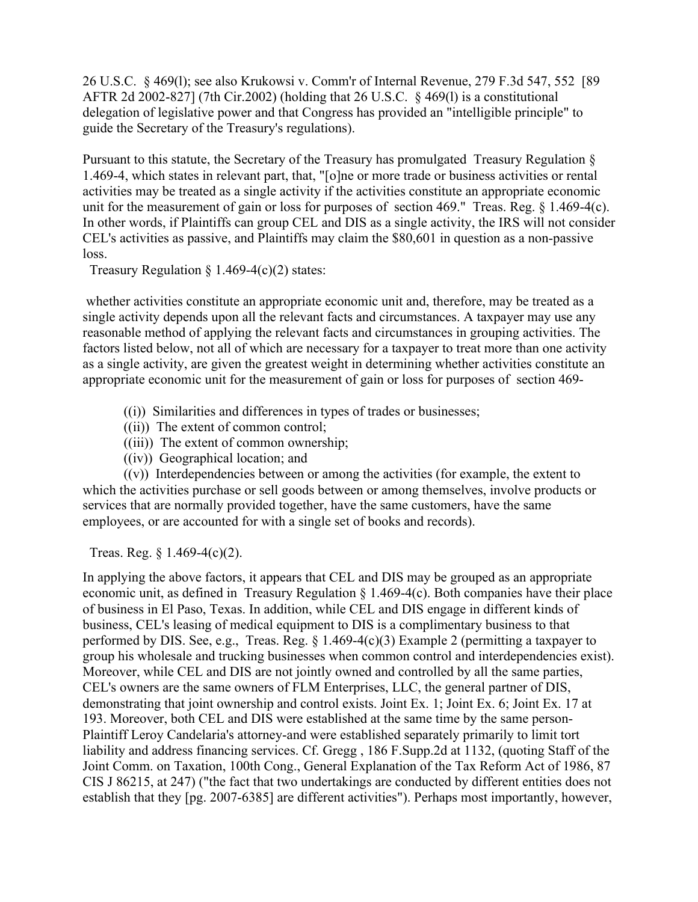26 U.S.C. § 469(l); see also Krukowsi v. Comm'r of Internal Revenue, 279 F.3d 547, 552 [89 AFTR 2d 2002-827] (7th Cir.2002) (holding that 26 U.S.C. § 469(l) is a constitutional delegation of legislative power and that Congress has provided an "intelligible principle" to guide the Secretary of the Treasury's regulations).

Pursuant to this statute, the Secretary of the Treasury has promulgated Treasury Regulation § 1.469-4, which states in relevant part, that, "[o]ne or more trade or business activities or rental activities may be treated as a single activity if the activities constitute an appropriate economic unit for the measurement of gain or loss for purposes of section 469." Treas. Reg. § 1.469-4(c). In other words, if Plaintiffs can group CEL and DIS as a single activity, the IRS will not consider CEL's activities as passive, and Plaintiffs may claim the $80,601 in question as a non-passive loss.

Treasury Regulation § 1.469-4(c)(2) states:

whether activities constitute an appropriate economic unit and, therefore, may be treated as a single activity depends upon all the relevant facts and circumstances. A taxpayer may use any reasonable method of applying the relevant facts and circumstances in grouping activities. The factors listed below, not all of which are necessary for a taxpayer to treat more than one activity as a single activity, are given the greatest weight in determining whether activities constitute an appropriate economic unit for the measurement of gain or loss for purposes of section 469-

((i)) Similarities and differences in types of trades or businesses;
((ii)) The extent of common control;
((iii)) The extent of common ownership;
((iv)) Geographical location; and
((v)) Interdependencies between or among the activities (for example, the extent to which the activities purchase or sell goods between or among themselves, involve products or services that are normally provided together, have the same customers, have the same employees, or are accounted for with a single set of books and records).

Treas. Reg. § 1.469-4(c)(2).

In applying the above factors, it appears that CEL and DIS may be grouped as an appropriate economic unit, as defined in Treasury Regulation § 1.469-4(c). Both companies have their place of business in El Paso, Texas. In addition, while CEL and DIS engage in different kinds of business, CEL's leasing of medical equipment to DIS is a complimentary business to that performed by DIS. See, e.g., Treas. Reg. § 1.469-4(c)(3) Example 2 (permitting a taxpayer to group his wholesale and trucking businesses when common control and interdependencies exist). Moreover, while CEL and DIS are not jointly owned and controlled by all the same parties, CEL's owners are the same owners of FLM Enterprises, LLC, the general partner of DIS, demonstrating that joint ownership and control exists. Joint Ex. 1; Joint Ex. 6; Joint Ex. 17 at 193. Moreover, both CEL and DIS were established at the same time by the same person-Plaintiff Leroy Candelaria's attorney-and were established separately primarily to limit tort liability and address financing services. Cf. Gregg , 186 F.Supp.2d at 1132, (quoting Staff of the Joint Comm. on Taxation, 100th Cong., General Explanation of the Tax Reform Act of 1986, 87 CIS J 86215, at 247) ("the fact that two undertakings are conducted by different entities does not establish that they [pg. 2007-6385] are different activities"). Perhaps most importantly, however,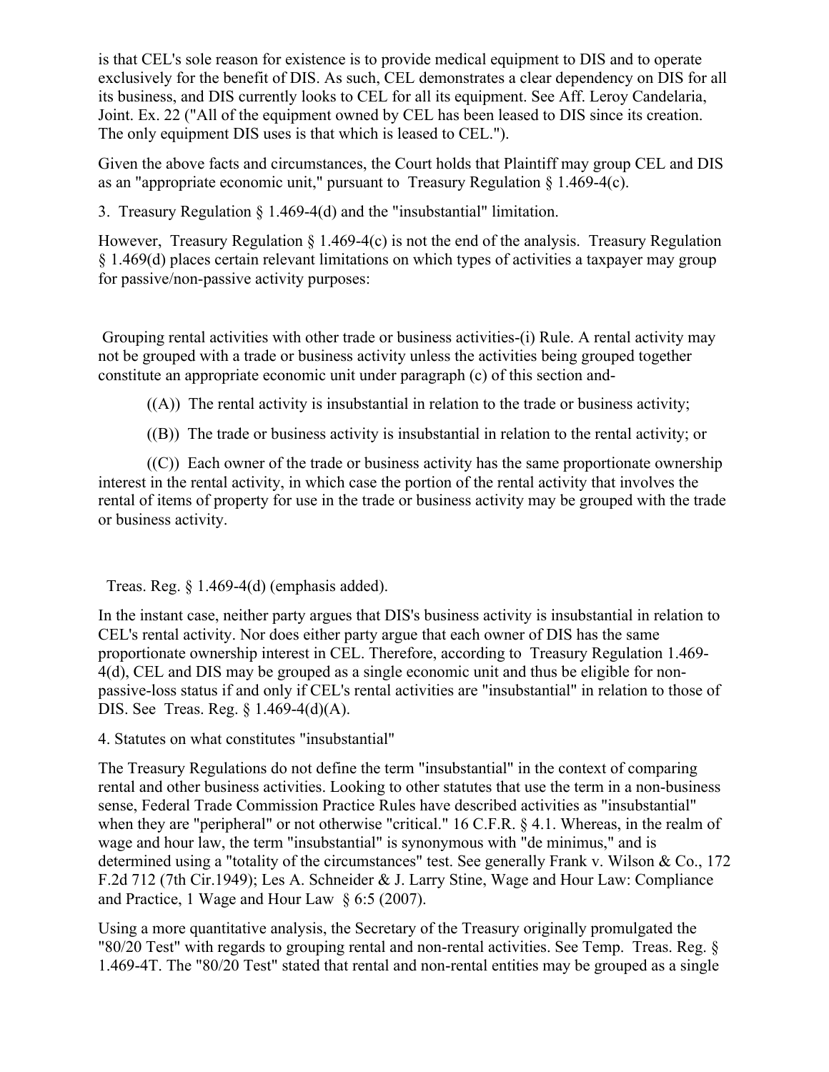is that CEL's sole reason for existence is to provide medical equipment to DIS and to operate exclusively for the benefit of DIS. As such, CEL demonstrates a clear dependency on DIS for all its business, and DIS currently looks to CEL for all its equipment. See Aff. Leroy Candelaria, Joint. Ex. 22 ("All of the equipment owned by CEL has been leased to DIS since its creation. The only equipment DIS uses is that which is leased to CEL.").

Given the above facts and circumstances, the Court holds that Plaintiff may group CEL and DIS as an "appropriate economic unit," pursuant to Treasury Regulation § 1.469-4(c).

3. Treasury Regulation § 1.469-4(d) and the "insubstantial" limitation.

However, Treasury Regulation § 1.469-4(c) is not the end of the analysis. Treasury Regulation § 1.469(d) places certain relevant limitations on which types of activities a taxpayer may group for passive/non-passive activity purposes:

> Grouping rental activities with other trade or business activities-(i) Rule. A rental activity may not be grouped with a trade or business activity unless the activities being grouped together constitute an appropriate economic unit under paragraph (c) of this section and-
>
> ((A)) The rental activity is insubstantial in relation to the trade or business activity;
>
> ((B)) The trade or business activity is insubstantial in relation to the rental activity; or
>
> ((C)) Each owner of the trade or business activity has the same proportionate ownership interest in the rental activity, in which case the portion of the rental activity that involves the rental of items of property for use in the trade or business activity may be grouped with the trade or business activity.

Treas. Reg. § 1.469-4(d) (emphasis added).

In the instant case, neither party argues that DIS's business activity is insubstantial in relation to CEL's rental activity. Nor does either party argue that each owner of DIS has the same proportionate ownership interest in CEL. Therefore, according to Treasury Regulation 1.469-4(d), CEL and DIS may be grouped as a single economic unit and thus be eligible for non-passive-loss status if and only if CEL's rental activities are "insubstantial" in relation to those of DIS. See Treas. Reg. § 1.469-4(d)(A).

4. Statutes on what constitutes "insubstantial"

The Treasury Regulations do not define the term "insubstantial" in the context of comparing rental and other business activities. Looking to other statutes that use the term in a non-business sense, Federal Trade Commission Practice Rules have described activities as "insubstantial" when they are "peripheral" or not otherwise "critical." 16 C.F.R. § 4.1. Whereas, in the realm of wage and hour law, the term "insubstantial" is synonymous with "de minimus," and is determined using a "totality of the circumstances" test. See generally Frank v. Wilson & Co., 172 F.2d 712 (7th Cir.1949); Les A. Schneider & J. Larry Stine, Wage and Hour Law: Compliance and Practice, 1 Wage and Hour Law § 6:5 (2007).

Using a more quantitative analysis, the Secretary of the Treasury originally promulgated the "80/20 Test" with regards to grouping rental and non-rental activities. See Temp. Treas. Reg. § 1.469-4T. The "80/20 Test" stated that rental and non-rental entities may be grouped as a single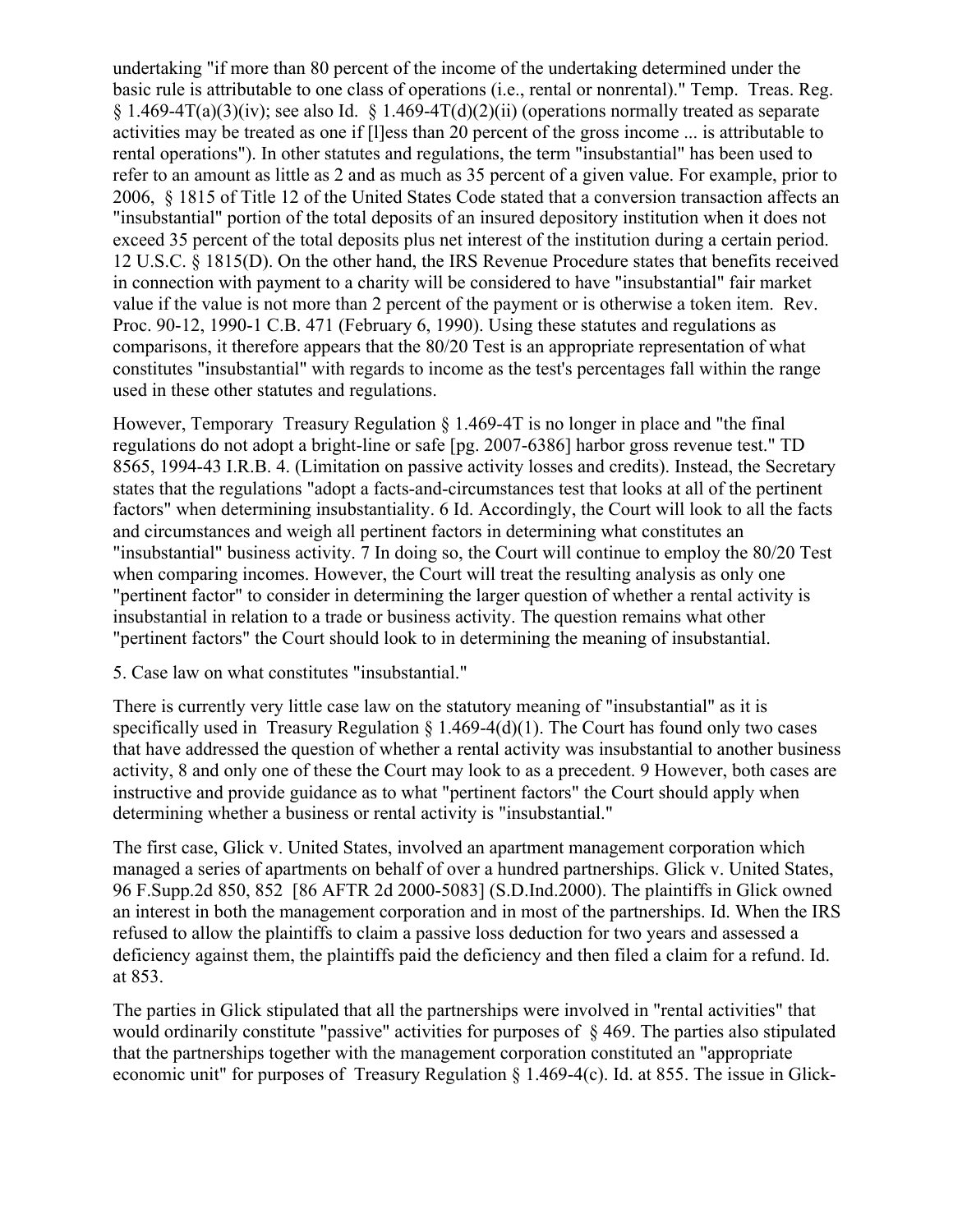undertaking "if more than 80 percent of the income of the undertaking determined under the basic rule is attributable to one class of operations (i.e., rental or nonrental)." Temp. Treas. Reg. § 1.469-4T(a)(3)(iv); see also Id. § 1.469-4T(d)(2)(ii) (operations normally treated as separate activities may be treated as one if [l]ess than 20 percent of the gross income ... is attributable to rental operations"). In other statutes and regulations, the term "insubstantial" has been used to refer to an amount as little as 2 and as much as 35 percent of a given value. For example, prior to 2006, § 1815 of Title 12 of the United States Code stated that a conversion transaction affects an "insubstantial" portion of the total deposits of an insured depository institution when it does not exceed 35 percent of the total deposits plus net interest of the institution during a certain period. 12 U.S.C. § 1815(D). On the other hand, the IRS Revenue Procedure states that benefits received in connection with payment to a charity will be considered to have "insubstantial" fair market value if the value is not more than 2 percent of the payment or is otherwise a token item. Rev. Proc. 90-12, 1990-1 C.B. 471 (February 6, 1990). Using these statutes and regulations as comparisons, it therefore appears that the 80/20 Test is an appropriate representation of what constitutes "insubstantial" with regards to income as the test's percentages fall within the range used in these other statutes and regulations.

However, Temporary Treasury Regulation § 1.469-4T is no longer in place and "the final regulations do not adopt a bright-line or safe [pg. 2007-6386] harbor gross revenue test." TD 8565, 1994-43 I.R.B. 4. (Limitation on passive activity losses and credits). Instead, the Secretary states that the regulations "adopt a facts-and-circumstances test that looks at all of the pertinent factors" when determining insubstantiality. 6 Id. Accordingly, the Court will look to all the facts and circumstances and weigh all pertinent factors in determining what constitutes an "insubstantial" business activity. 7 In doing so, the Court will continue to employ the 80/20 Test when comparing incomes. However, the Court will treat the resulting analysis as only one "pertinent factor" to consider in determining the larger question of whether a rental activity is insubstantial in relation to a trade or business activity. The question remains what other "pertinent factors" the Court should look to in determining the meaning of insubstantial.

5. Case law on what constitutes "insubstantial."

There is currently very little case law on the statutory meaning of "insubstantial" as it is specifically used in Treasury Regulation § 1.469-4(d)(1). The Court has found only two cases that have addressed the question of whether a rental activity was insubstantial to another business activity, 8 and only one of these the Court may look to as a precedent. 9 However, both cases are instructive and provide guidance as to what "pertinent factors" the Court should apply when determining whether a business or rental activity is "insubstantial."

The first case, Glick v. United States, involved an apartment management corporation which managed a series of apartments on behalf of over a hundred partnerships. Glick v. United States, 96 F.Supp.2d 850, 852 [86 AFTR 2d 2000-5083] (S.D.Ind.2000). The plaintiffs in Glick owned an interest in both the management corporation and in most of the partnerships. Id. When the IRS refused to allow the plaintiffs to claim a passive loss deduction for two years and assessed a deficiency against them, the plaintiffs paid the deficiency and then filed a claim for a refund. Id. at 853.

The parties in Glick stipulated that all the partnerships were involved in "rental activities" that would ordinarily constitute "passive" activities for purposes of § 469. The parties also stipulated that the partnerships together with the management corporation constituted an "appropriate economic unit" for purposes of Treasury Regulation § 1.469-4(c). Id. at 855. The issue in Glick-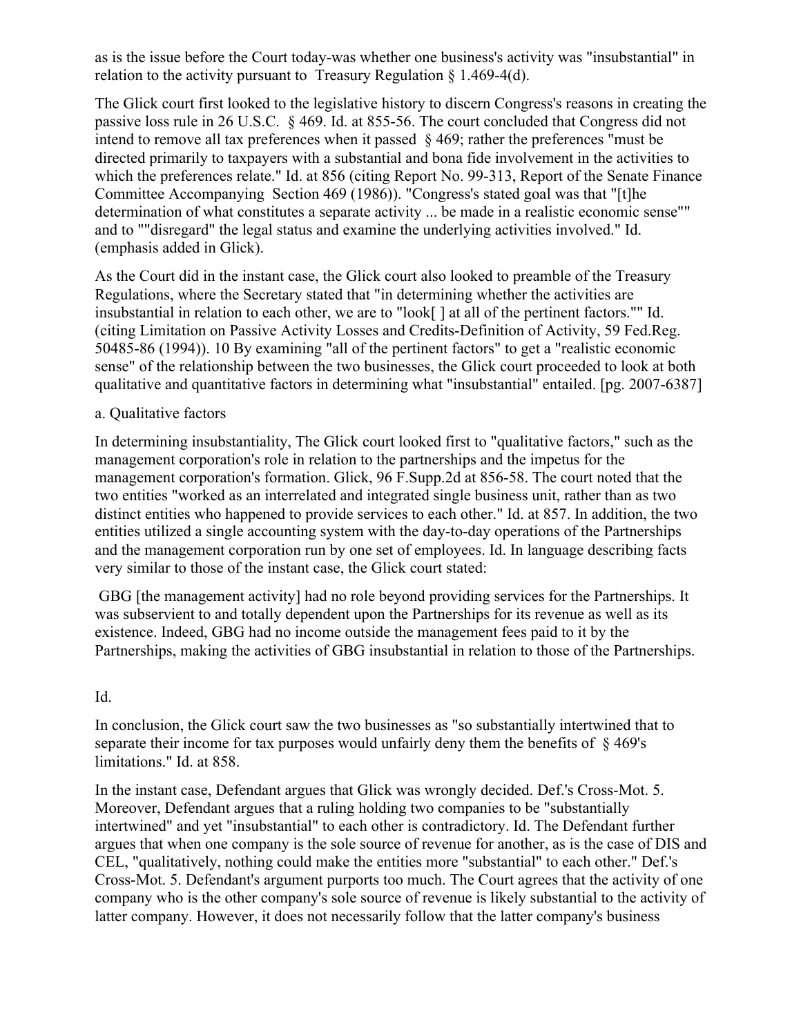as is the issue before the Court today-was whether one business's activity was "insubstantial" in relation to the activity pursuant to Treasury Regulation § 1.469-4(d).

The Glick court first looked to the legislative history to discern Congress's reasons in creating the passive loss rule in 26 U.S.C. § 469. Id. at 855-56. The court concluded that Congress did not intend to remove all tax preferences when it passed § 469; rather the preferences "must be directed primarily to taxpayers with a substantial and bona fide involvement in the activities to which the preferences relate." Id. at 856 (citing Report No. 99-313, Report of the Senate Finance Committee Accompanying Section 469 (1986)). "Congress's stated goal was that "[t]he determination of what constitutes a separate activity ... be made in a realistic economic sense"" and to ""disregard" the legal status and examine the underlying activities involved." Id. (emphasis added in Glick).

As the Court did in the instant case, the Glick court also looked to preamble of the Treasury Regulations, where the Secretary stated that "in determining whether the activities are insubstantial in relation to each other, we are to "look[ ] at all of the pertinent factors."" Id. (citing Limitation on Passive Activity Losses and Credits-Definition of Activity, 59 Fed.Reg. 50485-86 (1994)). 10 By examining "all of the pertinent factors" to get a "realistic economic sense" of the relationship between the two businesses, the Glick court proceeded to look at both qualitative and quantitative factors in determining what "insubstantial" entailed. [pg. 2007-6387]

a. Qualitative factors

In determining insubstantiality, The Glick court looked first to "qualitative factors," such as the management corporation's role in relation to the partnerships and the impetus for the management corporation's formation. Glick, 96 F.Supp.2d at 856-58. The court noted that the two entities "worked as an interrelated and integrated single business unit, rather than as two distinct entities who happened to provide services to each other." Id. at 857. In addition, the two entities utilized a single accounting system with the day-to-day operations of the Partnerships and the management corporation run by one set of employees. Id. In language describing facts very similar to those of the instant case, the Glick court stated:

> GBG [the management activity] had no role beyond providing services for the Partnerships. It was subservient to and totally dependent upon the Partnerships for its revenue as well as its existence. Indeed, GBG had no income outside the management fees paid to it by the Partnerships, making the activities of GBG insubstantial in relation to those of the Partnerships.

Id.

In conclusion, the Glick court saw the two businesses as "so substantially intertwined that to separate their income for tax purposes would unfairly deny them the benefits of § 469's limitations." Id. at 858.

In the instant case, Defendant argues that Glick was wrongly decided. Def.'s Cross-Mot. 5. Moreover, Defendant argues that a ruling holding two companies to be "substantially intertwined" and yet "insubstantial" to each other is contradictory. Id. The Defendant further argues that when one company is the sole source of revenue for another, as is the case of DIS and CEL, "qualitatively, nothing could make the entities more "substantial" to each other." Def.'s Cross-Mot. 5. Defendant's argument purports too much. The Court agrees that the activity of one company who is the other company's sole source of revenue is likely substantial to the activity of latter company. However, it does not necessarily follow that the latter company's business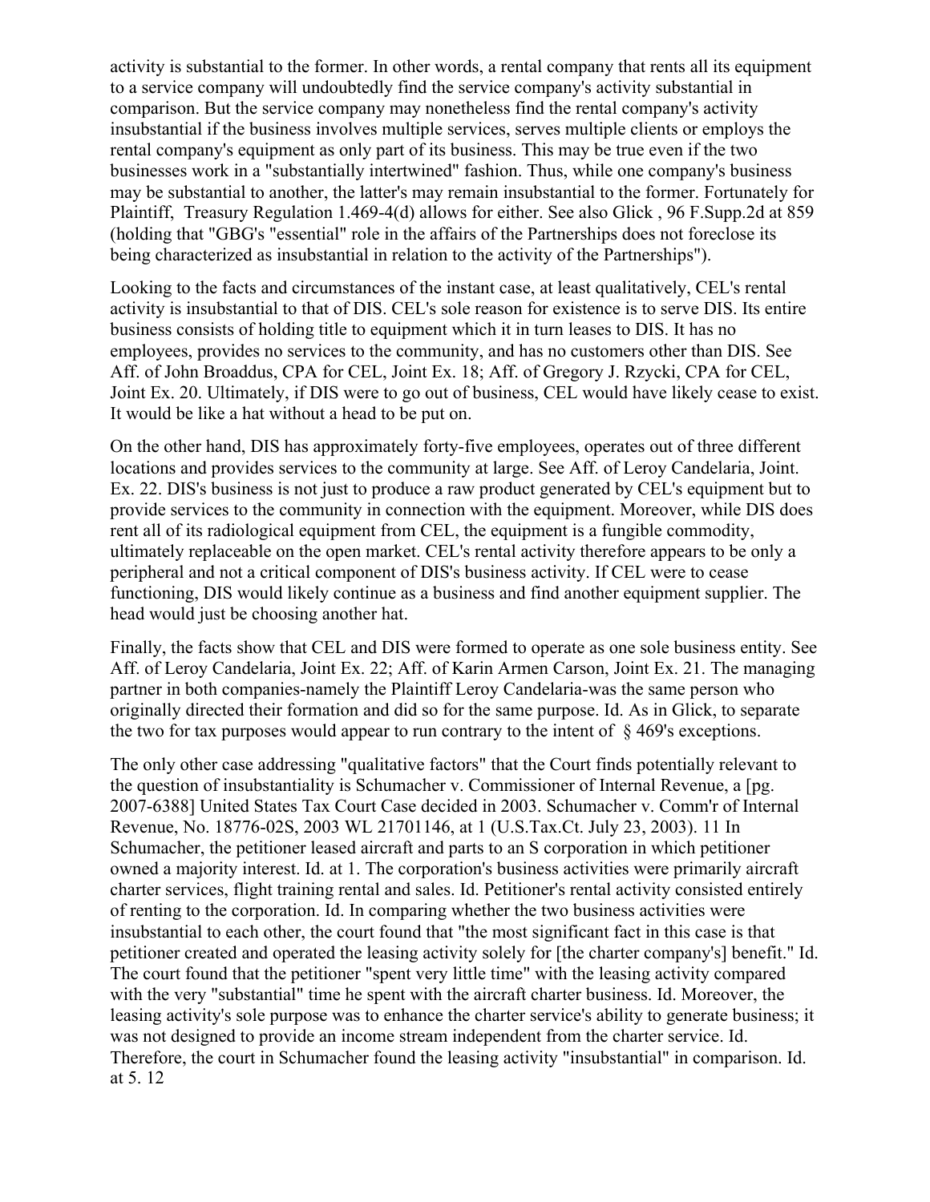activity is substantial to the former. In other words, a rental company that rents all its equipment to a service company will undoubtedly find the service company's activity substantial in comparison. But the service company may nonetheless find the rental company's activity insubstantial if the business involves multiple services, serves multiple clients or employs the rental company's equipment as only part of its business. This may be true even if the two businesses work in a "substantially intertwined" fashion. Thus, while one company's business may be substantial to another, the latter's may remain insubstantial to the former. Fortunately for Plaintiff, Treasury Regulation 1.469-4(d) allows for either. See also Glick , 96 F.Supp.2d at 859 (holding that "GBG's "essential" role in the affairs of the Partnerships does not foreclose its being characterized as insubstantial in relation to the activity of the Partnerships").

Looking to the facts and circumstances of the instant case, at least qualitatively, CEL's rental activity is insubstantial to that of DIS. CEL's sole reason for existence is to serve DIS. Its entire business consists of holding title to equipment which it in turn leases to DIS. It has no employees, provides no services to the community, and has no customers other than DIS. See Aff. of John Broaddus, CPA for CEL, Joint Ex. 18; Aff. of Gregory J. Rzycki, CPA for CEL, Joint Ex. 20. Ultimately, if DIS were to go out of business, CEL would have likely cease to exist. It would be like a hat without a head to be put on.

On the other hand, DIS has approximately forty-five employees, operates out of three different locations and provides services to the community at large. See Aff. of Leroy Candelaria, Joint. Ex. 22. DIS's business is not just to produce a raw product generated by CEL's equipment but to provide services to the community in connection with the equipment. Moreover, while DIS does rent all of its radiological equipment from CEL, the equipment is a fungible commodity, ultimately replaceable on the open market. CEL's rental activity therefore appears to be only a peripheral and not a critical component of DIS's business activity. If CEL were to cease functioning, DIS would likely continue as a business and find another equipment supplier. The head would just be choosing another hat.

Finally, the facts show that CEL and DIS were formed to operate as one sole business entity. See Aff. of Leroy Candelaria, Joint Ex. 22; Aff. of Karin Armen Carson, Joint Ex. 21. The managing partner in both companies-namely the Plaintiff Leroy Candelaria-was the same person who originally directed their formation and did so for the same purpose. Id. As in Glick, to separate the two for tax purposes would appear to run contrary to the intent of § 469's exceptions.

The only other case addressing "qualitative factors" that the Court finds potentially relevant to the question of insubstantiality is Schumacher v. Commissioner of Internal Revenue, a [pg. 2007-6388] United States Tax Court Case decided in 2003. Schumacher v. Comm'r of Internal Revenue, No. 18776-02S, 2003 WL 21701146, at 1 (U.S.Tax.Ct. July 23, 2003). 11 In Schumacher, the petitioner leased aircraft and parts to an S corporation in which petitioner owned a majority interest. Id. at 1. The corporation's business activities were primarily aircraft charter services, flight training rental and sales. Id. Petitioner's rental activity consisted entirely of renting to the corporation. Id. In comparing whether the two business activities were insubstantial to each other, the court found that "the most significant fact in this case is that petitioner created and operated the leasing activity solely for [the charter company's] benefit." Id. The court found that the petitioner "spent very little time" with the leasing activity compared with the very "substantial" time he spent with the aircraft charter business. Id. Moreover, the leasing activity's sole purpose was to enhance the charter service's ability to generate business; it was not designed to provide an income stream independent from the charter service. Id. Therefore, the court in Schumacher found the leasing activity "insubstantial" in comparison. Id. at 5. 12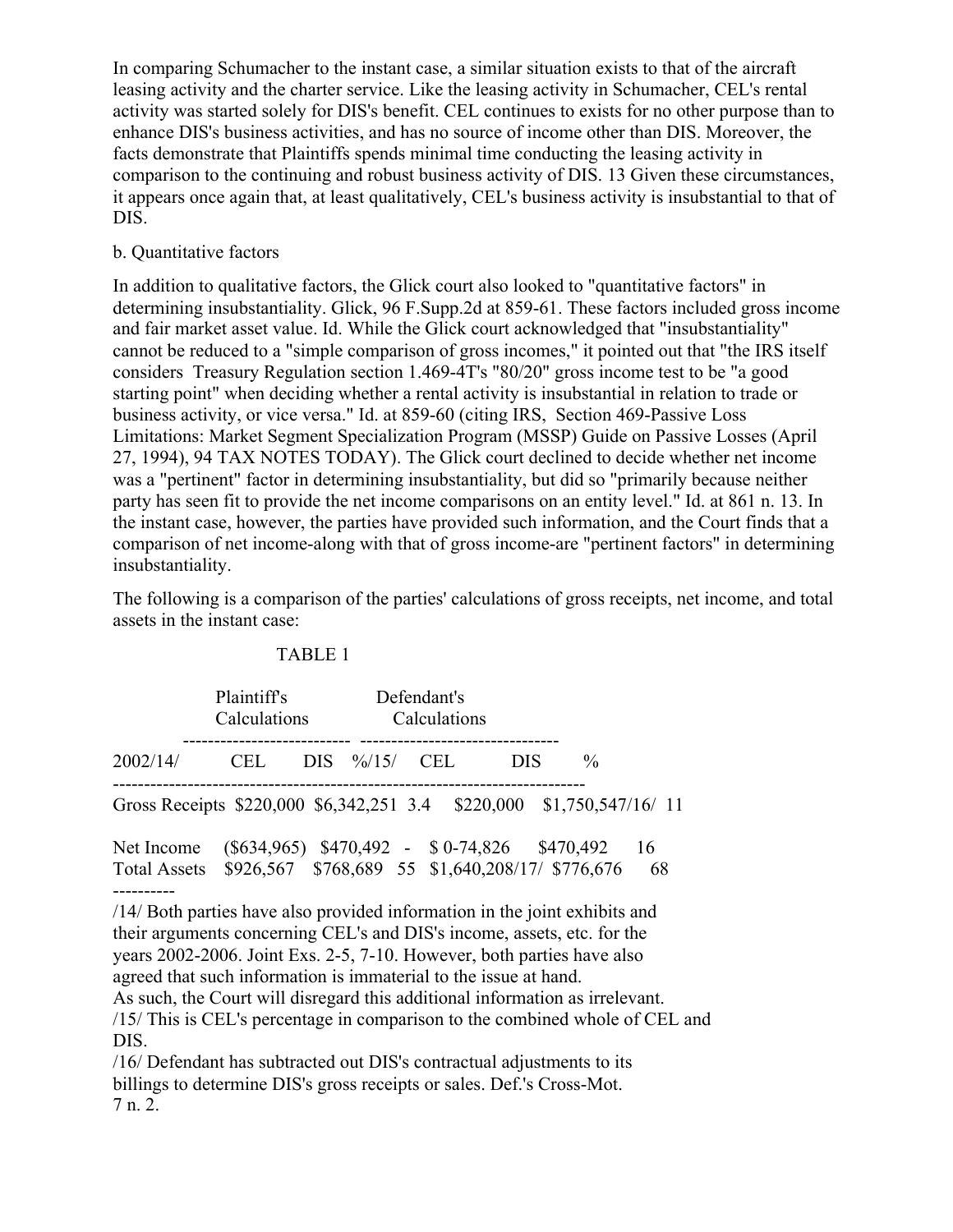In comparing Schumacher to the instant case, a similar situation exists to that of the aircraft leasing activity and the charter service. Like the leasing activity in Schumacher, CEL's rental activity was started solely for DIS's benefit. CEL continues to exists for no other purpose than to enhance DIS's business activities, and has no source of income other than DIS. Moreover, the facts demonstrate that Plaintiffs spends minimal time conducting the leasing activity in comparison to the continuing and robust business activity of DIS. 13 Given these circumstances, it appears once again that, at least qualitatively, CEL's business activity is insubstantial to that of DIS.

b. Quantitative factors

In addition to qualitative factors, the Glick court also looked to "quantitative factors" in determining insubstantiality. Glick, 96 F.Supp.2d at 859-61. These factors included gross income and fair market asset value. Id. While the Glick court acknowledged that "insubstantiality" cannot be reduced to a "simple comparison of gross incomes," it pointed out that "the IRS itself considers Treasury Regulation section 1.469-4T's "80/20" gross income test to be "a good starting point" when deciding whether a rental activity is insubstantial in relation to trade or business activity, or vice versa." Id. at 859-60 (citing IRS, Section 469-Passive Loss Limitations: Market Segment Specialization Program (MSSP) Guide on Passive Losses (April 27, 1994), 94 TAX NOTES TODAY). The Glick court declined to decide whether net income was a "pertinent" factor in determining insubstantiality, but did so "primarily because neither party has seen fit to provide the net income comparisons on an entity level." Id. at 861 n. 13. In the instant case, however, the parties have provided such information, and the Court finds that a comparison of net income-along with that of gross income-are "pertinent factors" in determining insubstantiality.

The following is a comparison of the parties' calculations of gross receipts, net income, and total assets in the instant case:

TABLE 1

| | Plaintiff's Calculations | | | Defendant's Calculations | | |
|---|---|---|---|---|---|---|
| 2002/14/ | CEL | DIS | %/15/ | CEL | DIS | % |
| Gross Receipts | $220,000 | $6,342,251 | 3.4 | $220,000 | $1,750,547/16/ | 11 |
| Net Income | ($634,965) | $470,492 | - | $ 0-74,826 | $470,492 | 16 |
| Total Assets | $926,567 | $768,689 | 55 | $1,640,208/17/ | $776,676 | 68 |

----------

/14/ Both parties have also provided information in the joint exhibits and their arguments concerning CEL's and DIS's income, assets, etc. for the years 2002-2006. Joint Exs. 2-5, 7-10. However, both parties have also agreed that such information is immaterial to the issue at hand. As such, the Court will disregard this additional information as irrelevant.

/15/ This is CEL's percentage in comparison to the combined whole of CEL and DIS.

/16/ Defendant has subtracted out DIS's contractual adjustments to its billings to determine DIS's gross receipts or sales. Def.'s Cross-Mot. 7 n. 2.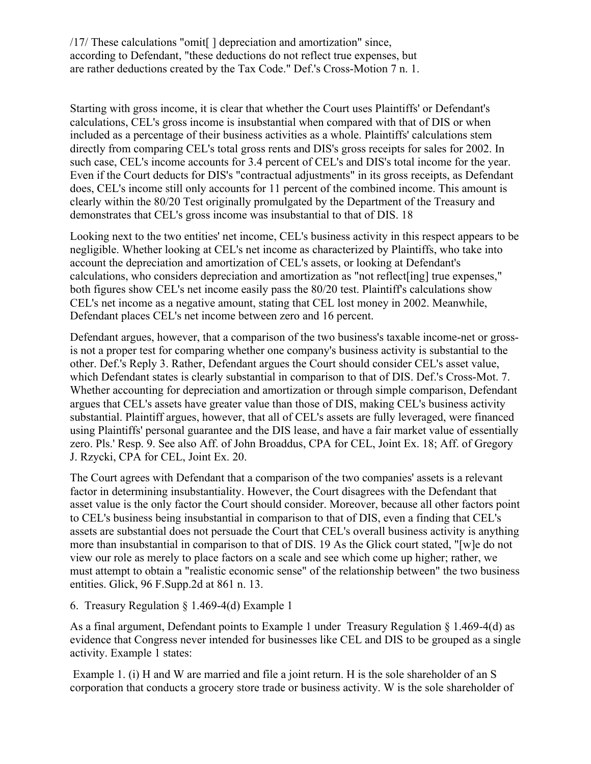/17/ These calculations "omit[ ] depreciation and amortization" since, according to Defendant, "these deductions do not reflect true expenses, but are rather deductions created by the Tax Code." Def.'s Cross-Motion 7 n. 1.

Starting with gross income, it is clear that whether the Court uses Plaintiffs' or Defendant's calculations, CEL's gross income is insubstantial when compared with that of DIS or when included as a percentage of their business activities as a whole. Plaintiffs' calculations stem directly from comparing CEL's total gross rents and DIS's gross receipts for sales for 2002. In such case, CEL's income accounts for 3.4 percent of CEL's and DIS's total income for the year. Even if the Court deducts for DIS's "contractual adjustments" in its gross receipts, as Defendant does, CEL's income still only accounts for 11 percent of the combined income. This amount is clearly within the 80/20 Test originally promulgated by the Department of the Treasury and demonstrates that CEL's gross income was insubstantial to that of DIS. 18

Looking next to the two entities' net income, CEL's business activity in this respect appears to be negligible. Whether looking at CEL's net income as characterized by Plaintiffs, who take into account the depreciation and amortization of CEL's assets, or looking at Defendant's calculations, who considers depreciation and amortization as "not reflect[ing] true expenses," both figures show CEL's net income easily pass the 80/20 test. Plaintiff's calculations show CEL's net income as a negative amount, stating that CEL lost money in 2002. Meanwhile, Defendant places CEL's net income between zero and 16 percent.

Defendant argues, however, that a comparison of the two business's taxable income-net or gross-is not a proper test for comparing whether one company's business activity is substantial to the other. Def.'s Reply 3. Rather, Defendant argues the Court should consider CEL's asset value, which Defendant states is clearly substantial in comparison to that of DIS. Def.'s Cross-Mot. 7. Whether accounting for depreciation and amortization or through simple comparison, Defendant argues that CEL's assets have greater value than those of DIS, making CEL's business activity substantial. Plaintiff argues, however, that all of CEL's assets are fully leveraged, were financed using Plaintiffs' personal guarantee and the DIS lease, and have a fair market value of essentially zero. Pls.' Resp. 9. See also Aff. of John Broaddus, CPA for CEL, Joint Ex. 18; Aff. of Gregory J. Rzycki, CPA for CEL, Joint Ex. 20.

The Court agrees with Defendant that a comparison of the two companies' assets is a relevant factor in determining insubstantiality. However, the Court disagrees with the Defendant that asset value is the only factor the Court should consider. Moreover, because all other factors point to CEL's business being insubstantial in comparison to that of DIS, even a finding that CEL's assets are substantial does not persuade the Court that CEL's overall business activity is anything more than insubstantial in comparison to that of DIS. 19 As the Glick court stated, "[w]e do not view our role as merely to place factors on a scale and see which come up higher; rather, we must attempt to obtain a "realistic economic sense" of the relationship between" the two business entities. Glick, 96 F.Supp.2d at 861 n. 13.

6. Treasury Regulation § 1.469-4(d) Example 1

As a final argument, Defendant points to Example 1 under Treasury Regulation § 1.469-4(d) as evidence that Congress never intended for businesses like CEL and DIS to be grouped as a single activity. Example 1 states:

Example 1. (i) H and W are married and file a joint return. H is the sole shareholder of an S corporation that conducts a grocery store trade or business activity. W is the sole shareholder of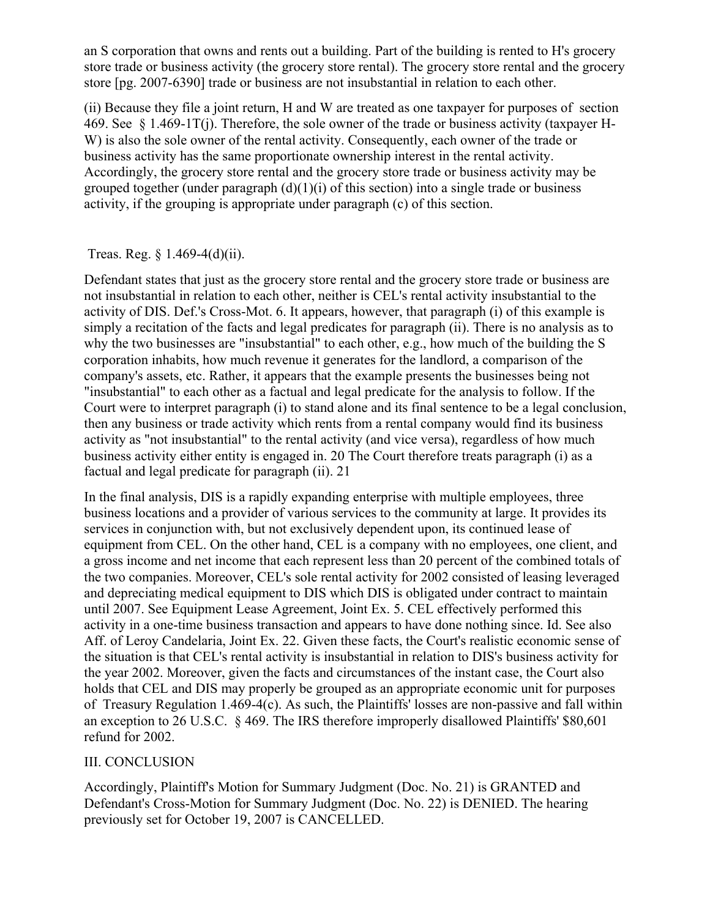an S corporation that owns and rents out a building. Part of the building is rented to H's grocery store trade or business activity (the grocery store rental). The grocery store rental and the grocery store [pg. 2007-6390] trade or business are not insubstantial in relation to each other.

(ii) Because they file a joint return, H and W are treated as one taxpayer for purposes of section 469. See § 1.469-1T(j). Therefore, the sole owner of the trade or business activity (taxpayer H-W) is also the sole owner of the rental activity. Consequently, each owner of the trade or business activity has the same proportionate ownership interest in the rental activity. Accordingly, the grocery store rental and the grocery store trade or business activity may be grouped together (under paragraph (d)(1)(i) of this section) into a single trade or business activity, if the grouping is appropriate under paragraph (c) of this section.

Treas. Reg. § 1.469-4(d)(ii).

Defendant states that just as the grocery store rental and the grocery store trade or business are not insubstantial in relation to each other, neither is CEL's rental activity insubstantial to the activity of DIS. Def.'s Cross-Mot. 6. It appears, however, that paragraph (i) of this example is simply a recitation of the facts and legal predicates for paragraph (ii). There is no analysis as to why the two businesses are "insubstantial" to each other, e.g., how much of the building the S corporation inhabits, how much revenue it generates for the landlord, a comparison of the company's assets, etc. Rather, it appears that the example presents the businesses being not "insubstantial" to each other as a factual and legal predicate for the analysis to follow. If the Court were to interpret paragraph (i) to stand alone and its final sentence to be a legal conclusion, then any business or trade activity which rents from a rental company would find its business activity as "not insubstantial" to the rental activity (and vice versa), regardless of how much business activity either entity is engaged in. 20 The Court therefore treats paragraph (i) as a factual and legal predicate for paragraph (ii). 21

In the final analysis, DIS is a rapidly expanding enterprise with multiple employees, three business locations and a provider of various services to the community at large. It provides its services in conjunction with, but not exclusively dependent upon, its continued lease of equipment from CEL. On the other hand, CEL is a company with no employees, one client, and a gross income and net income that each represent less than 20 percent of the combined totals of the two companies. Moreover, CEL's sole rental activity for 2002 consisted of leasing leveraged and depreciating medical equipment to DIS which DIS is obligated under contract to maintain until 2007. See Equipment Lease Agreement, Joint Ex. 5. CEL effectively performed this activity in a one-time business transaction and appears to have done nothing since. Id. See also Aff. of Leroy Candelaria, Joint Ex. 22. Given these facts, the Court's realistic economic sense of the situation is that CEL's rental activity is insubstantial in relation to DIS's business activity for the year 2002. Moreover, given the facts and circumstances of the instant case, the Court also holds that CEL and DIS may properly be grouped as an appropriate economic unit for purposes of Treasury Regulation 1.469-4(c). As such, the Plaintiffs' losses are non-passive and fall within an exception to 26 U.S.C. § 469. The IRS therefore improperly disallowed Plaintiffs' $80,601 refund for 2002.

## III. CONCLUSION

Accordingly, Plaintiff's Motion for Summary Judgment (Doc. No. 21) is GRANTED and Defendant's Cross-Motion for Summary Judgment (Doc. No. 22) is DENIED. The hearing previously set for October 19, 2007 is CANCELLED.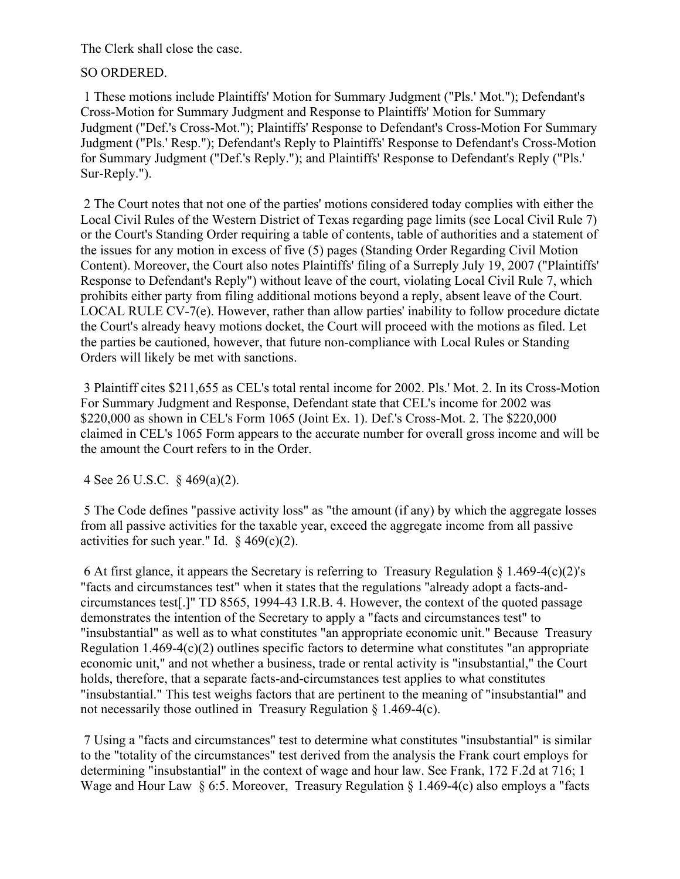The Clerk shall close the case.

SO ORDERED.

1 These motions include Plaintiffs' Motion for Summary Judgment ("Pls.' Mot."); Defendant's Cross-Motion for Summary Judgment and Response to Plaintiffs' Motion for Summary Judgment ("Def.'s Cross-Mot."); Plaintiffs' Response to Defendant's Cross-Motion For Summary Judgment ("Pls.' Resp."); Defendant's Reply to Plaintiffs' Response to Defendant's Cross-Motion for Summary Judgment ("Def.'s Reply."); and Plaintiffs' Response to Defendant's Reply ("Pls.' Sur-Reply.").

2 The Court notes that not one of the parties' motions considered today complies with either the Local Civil Rules of the Western District of Texas regarding page limits (see Local Civil Rule 7) or the Court's Standing Order requiring a table of contents, table of authorities and a statement of the issues for any motion in excess of five (5) pages (Standing Order Regarding Civil Motion Content). Moreover, the Court also notes Plaintiffs' filing of a Surreply July 19, 2007 ("Plaintiffs' Response to Defendant's Reply") without leave of the court, violating Local Civil Rule 7, which prohibits either party from filing additional motions beyond a reply, absent leave of the Court. LOCAL RULE CV-7(e). However, rather than allow parties' inability to follow procedure dictate the Court's already heavy motions docket, the Court will proceed with the motions as filed. Let the parties be cautioned, however, that future non-compliance with Local Rules or Standing Orders will likely be met with sanctions.

3 Plaintiff cites $211,655 as CEL's total rental income for 2002. Pls.' Mot. 2. In its Cross-Motion For Summary Judgment and Response, Defendant state that CEL's income for 2002 was $220,000 as shown in CEL's Form 1065 (Joint Ex. 1). Def.'s Cross-Mot. 2. The $220,000 claimed in CEL's 1065 Form appears to the accurate number for overall gross income and will be the amount the Court refers to in the Order.

4 See 26 U.S.C. § 469(a)(2).

5 The Code defines "passive activity loss" as "the amount (if any) by which the aggregate losses from all passive activities for the taxable year, exceed the aggregate income from all passive activities for such year." Id. § 469(c)(2).

6 At first glance, it appears the Secretary is referring to Treasury Regulation § 1.469-4(c)(2)'s "facts and circumstances test" when it states that the regulations "already adopt a facts-and-circumstances test[.]" TD 8565, 1994-43 I.R.B. 4. However, the context of the quoted passage demonstrates the intention of the Secretary to apply a "facts and circumstances test" to "insubstantial" as well as to what constitutes "an appropriate economic unit." Because Treasury Regulation 1.469-4(c)(2) outlines specific factors to determine what constitutes "an appropriate economic unit," and not whether a business, trade or rental activity is "insubstantial," the Court holds, therefore, that a separate facts-and-circumstances test applies to what constitutes "insubstantial." This test weighs factors that are pertinent to the meaning of "insubstantial" and not necessarily those outlined in Treasury Regulation § 1.469-4(c).

7 Using a "facts and circumstances" test to determine what constitutes "insubstantial" is similar to the "totality of the circumstances" test derived from the analysis the Frank court employs for determining "insubstantial" in the context of wage and hour law. See Frank, 172 F.2d at 716; 1 Wage and Hour Law § 6:5. Moreover, Treasury Regulation § 1.469-4(c) also employs a "facts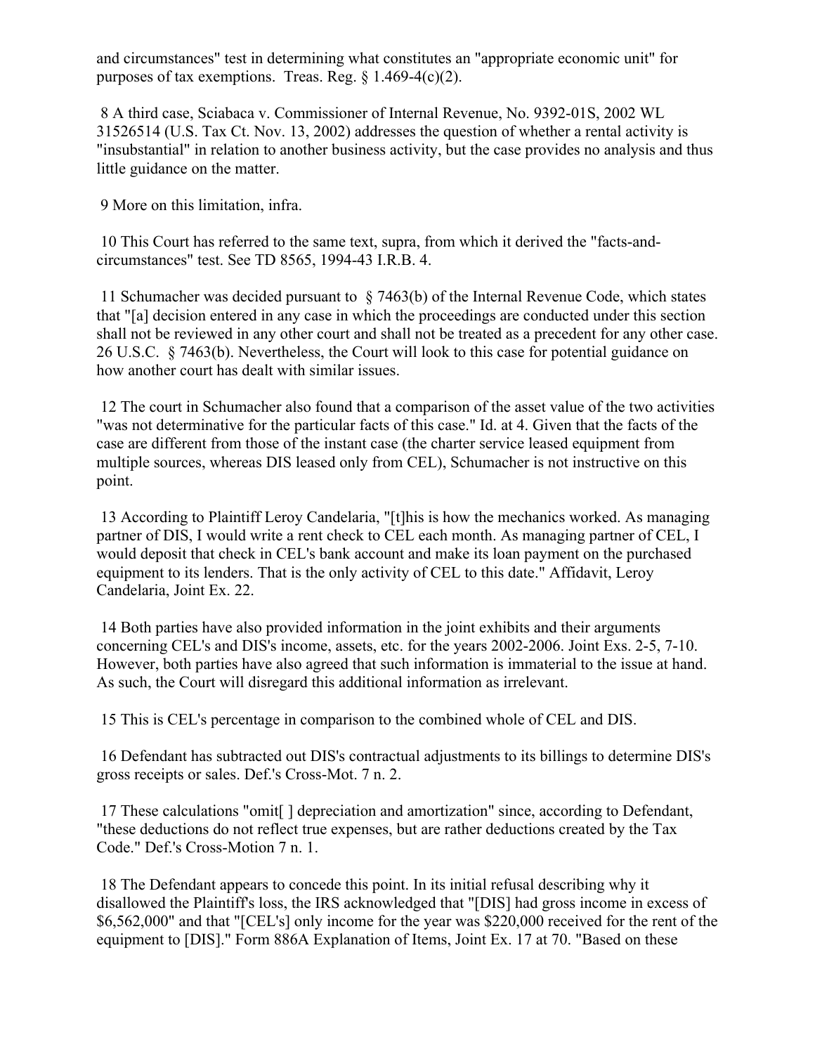and circumstances" test in determining what constitutes an "appropriate economic unit" for purposes of tax exemptions. Treas. Reg. § 1.469-4(c)(2).

8 A third case, Sciabaca v. Commissioner of Internal Revenue, No. 9392-01S, 2002 WL 31526514 (U.S. Tax Ct. Nov. 13, 2002) addresses the question of whether a rental activity is "insubstantial" in relation to another business activity, but the case provides no analysis and thus little guidance on the matter.

9 More on this limitation, infra.

10 This Court has referred to the same text, supra, from which it derived the "facts-and-circumstances" test. See TD 8565, 1994-43 I.R.B. 4.

11 Schumacher was decided pursuant to § 7463(b) of the Internal Revenue Code, which states that "[a] decision entered in any case in which the proceedings are conducted under this section shall not be reviewed in any other court and shall not be treated as a precedent for any other case. 26 U.S.C. § 7463(b). Nevertheless, the Court will look to this case for potential guidance on how another court has dealt with similar issues.

12 The court in Schumacher also found that a comparison of the asset value of the two activities "was not determinative for the particular facts of this case." Id. at 4. Given that the facts of the case are different from those of the instant case (the charter service leased equipment from multiple sources, whereas DIS leased only from CEL), Schumacher is not instructive on this point.

13 According to Plaintiff Leroy Candelaria, "[t]his is how the mechanics worked. As managing partner of DIS, I would write a rent check to CEL each month. As managing partner of CEL, I would deposit that check in CEL's bank account and make its loan payment on the purchased equipment to its lenders. That is the only activity of CEL to this date." Affidavit, Leroy Candelaria, Joint Ex. 22.

14 Both parties have also provided information in the joint exhibits and their arguments concerning CEL's and DIS's income, assets, etc. for the years 2002-2006. Joint Exs. 2-5, 7-10. However, both parties have also agreed that such information is immaterial to the issue at hand. As such, the Court will disregard this additional information as irrelevant.

15 This is CEL's percentage in comparison to the combined whole of CEL and DIS.

16 Defendant has subtracted out DIS's contractual adjustments to its billings to determine DIS's gross receipts or sales. Def.'s Cross-Mot. 7 n. 2.

17 These calculations "omit[ ] depreciation and amortization" since, according to Defendant, "these deductions do not reflect true expenses, but are rather deductions created by the Tax Code." Def.'s Cross-Motion 7 n. 1.

18 The Defendant appears to concede this point. In its initial refusal describing why it disallowed the Plaintiff's loss, the IRS acknowledged that "[DIS] had gross income in excess of $6,562,000" and that "[CEL's] only income for the year was $220,000 received for the rent of the equipment to [DIS]." Form 886A Explanation of Items, Joint Ex. 17 at 70. "Based on these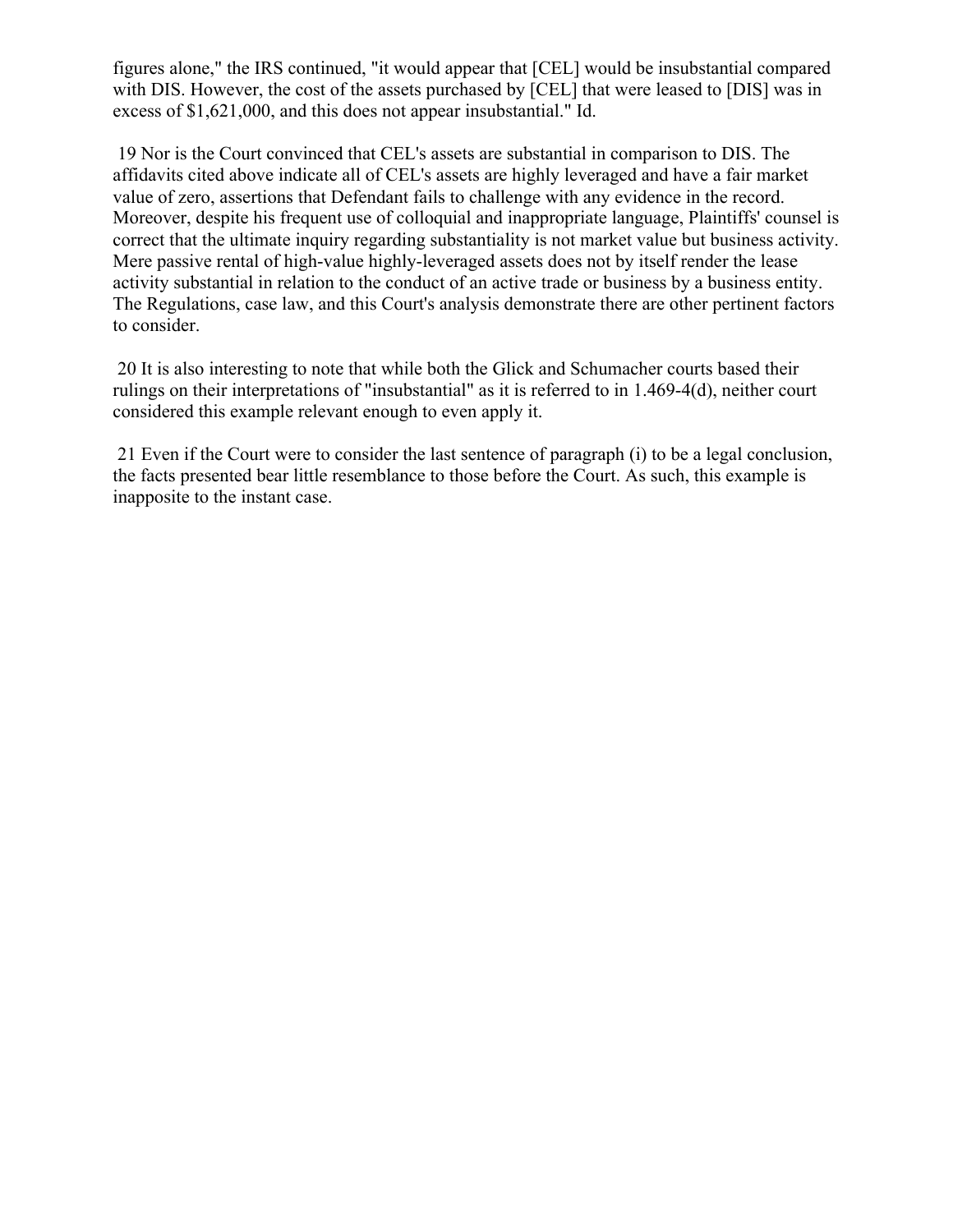figures alone," the IRS continued, "it would appear that [CEL] would be insubstantial compared with DIS. However, the cost of the assets purchased by [CEL] that were leased to [DIS] was in excess of $1,621,000, and this does not appear insubstantial." Id.

19 Nor is the Court convinced that CEL's assets are substantial in comparison to DIS. The affidavits cited above indicate all of CEL's assets are highly leveraged and have a fair market value of zero, assertions that Defendant fails to challenge with any evidence in the record. Moreover, despite his frequent use of colloquial and inappropriate language, Plaintiffs' counsel is correct that the ultimate inquiry regarding substantiality is not market value but business activity. Mere passive rental of high-value highly-leveraged assets does not by itself render the lease activity substantial in relation to the conduct of an active trade or business by a business entity. The Regulations, case law, and this Court's analysis demonstrate there are other pertinent factors to consider.

20 It is also interesting to note that while both the Glick and Schumacher courts based their rulings on their interpretations of "insubstantial" as it is referred to in 1.469-4(d), neither court considered this example relevant enough to even apply it.

21 Even if the Court were to consider the last sentence of paragraph (i) to be a legal conclusion, the facts presented bear little resemblance to those before the Court. As such, this example is inapposite to the instant case.